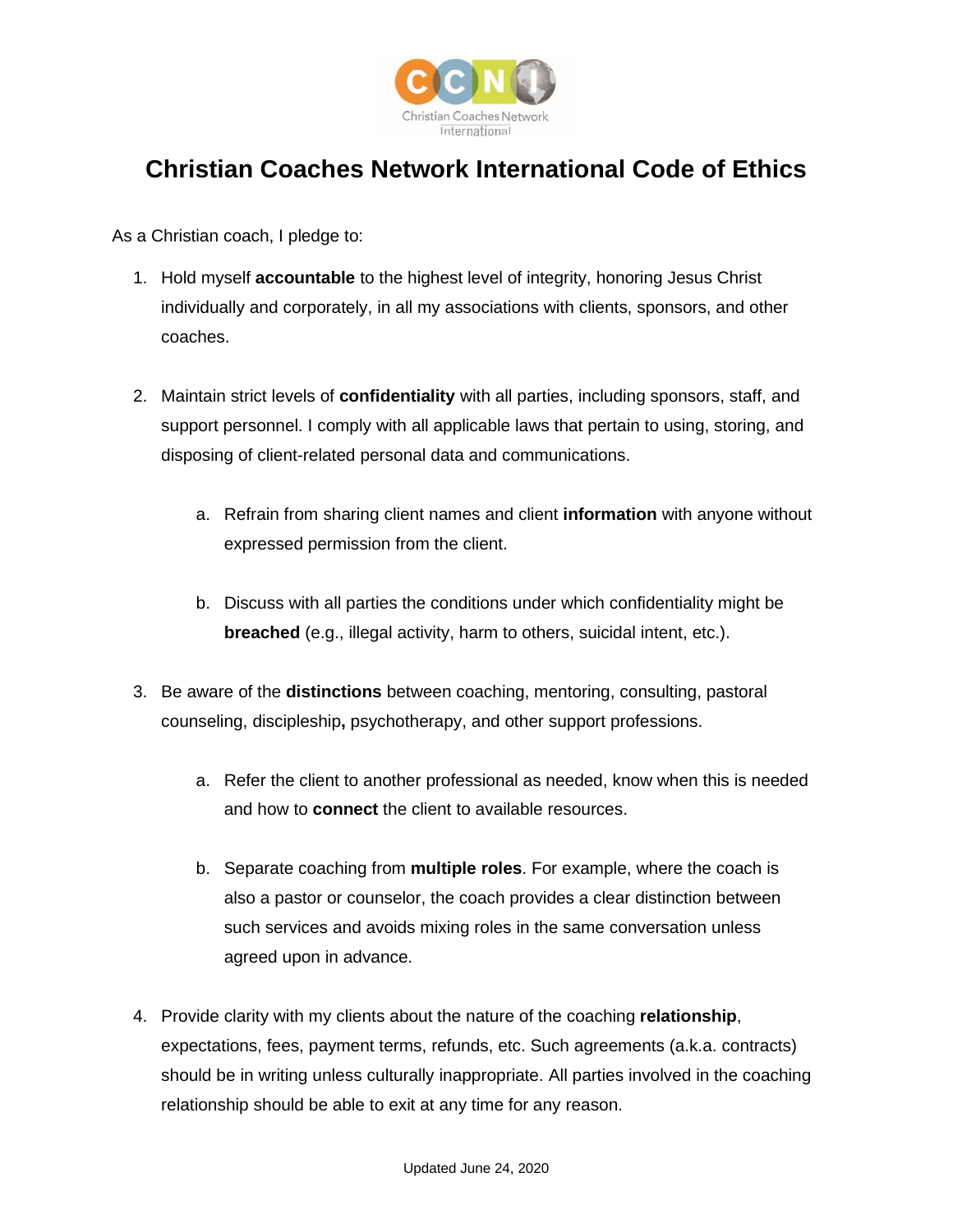# Christian Coaches Network International Code of Ethics

As a Christian coach, I pledge to:

1. Hold myself **accountable** to the highest level of integrity, honoring Jesus Christ individually and corporately, in all my associations with clients, sponsors, and other coaches.

2. Maintain strict levels of **confidentiality** with all parties, including sponsors, staff, and support personnel. I comply with all applicable laws that pertain to using, storing, and disposing of client-related personal data and communications.

   a. Refrain from sharing client names and client **information** with anyone without expressed permission from the client.

   b. Discuss with all parties the conditions under which confidentiality might be **breached** (e.g., illegal activity, harm to others, suicidal intent, etc.).

3. Be aware of the **distinctions** between coaching, mentoring, consulting, pastoral counseling, discipleship**,** psychotherapy, and other support professions.

   a. Refer the client to another professional as needed, know when this is needed and how to **connect** the client to available resources.

   b. Separate coaching from **multiple roles**. For example, where the coach is also a pastor or counselor, the coach provides a clear distinction between such services and avoids mixing roles in the same conversation unless agreed upon in advance.

4. Provide clarity with my clients about the nature of the coaching **relationship**, expectations, fees, payment terms, refunds, etc. Such agreements (a.k.a. contracts) should be in writing unless culturally inappropriate. All parties involved in the coaching relationship should be able to exit at any time for any reason.

Updated June 24, 2020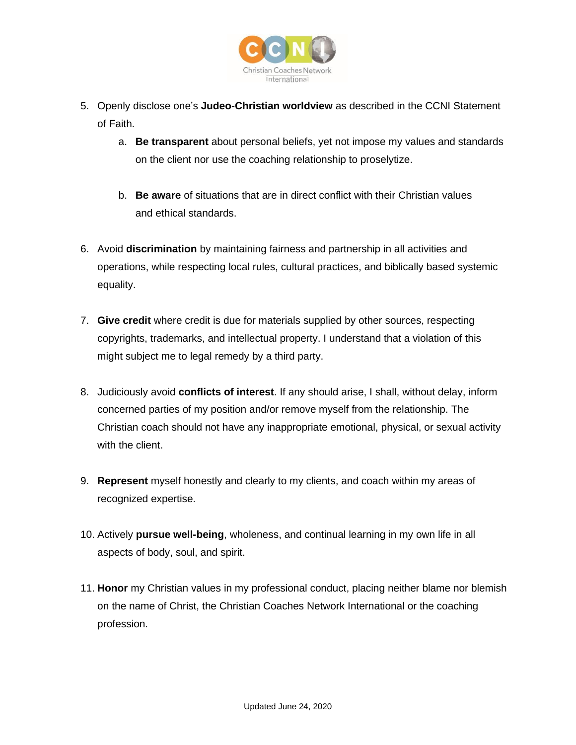5. Openly disclose one's **Judeo-Christian worldview** as described in the CCNI Statement of Faith.
    a. **Be transparent** about personal beliefs, yet not impose my values and standards on the client nor use the coaching relationship to proselytize.
    b. **Be aware** of situations that are in direct conflict with their Christian values and ethical standards.

6. Avoid **discrimination** by maintaining fairness and partnership in all activities and operations, while respecting local rules, cultural practices, and biblically based systemic equality.

7. **Give credit** where credit is due for materials supplied by other sources, respecting copyrights, trademarks, and intellectual property. I understand that a violation of this might subject me to legal remedy by a third party.

8. Judiciously avoid **conflicts of interest**. If any should arise, I shall, without delay, inform concerned parties of my position and/or remove myself from the relationship. The Christian coach should not have any inappropriate emotional, physical, or sexual activity with the client.

9. **Represent** myself honestly and clearly to my clients, and coach within my areas of recognized expertise.

10. Actively **pursue well-being**, wholeness, and continual learning in my own life in all aspects of body, soul, and spirit.

11. **Honor** my Christian values in my professional conduct, placing neither blame nor blemish on the name of Christ, the Christian Coaches Network International or the coaching profession.

Updated June 24, 2020